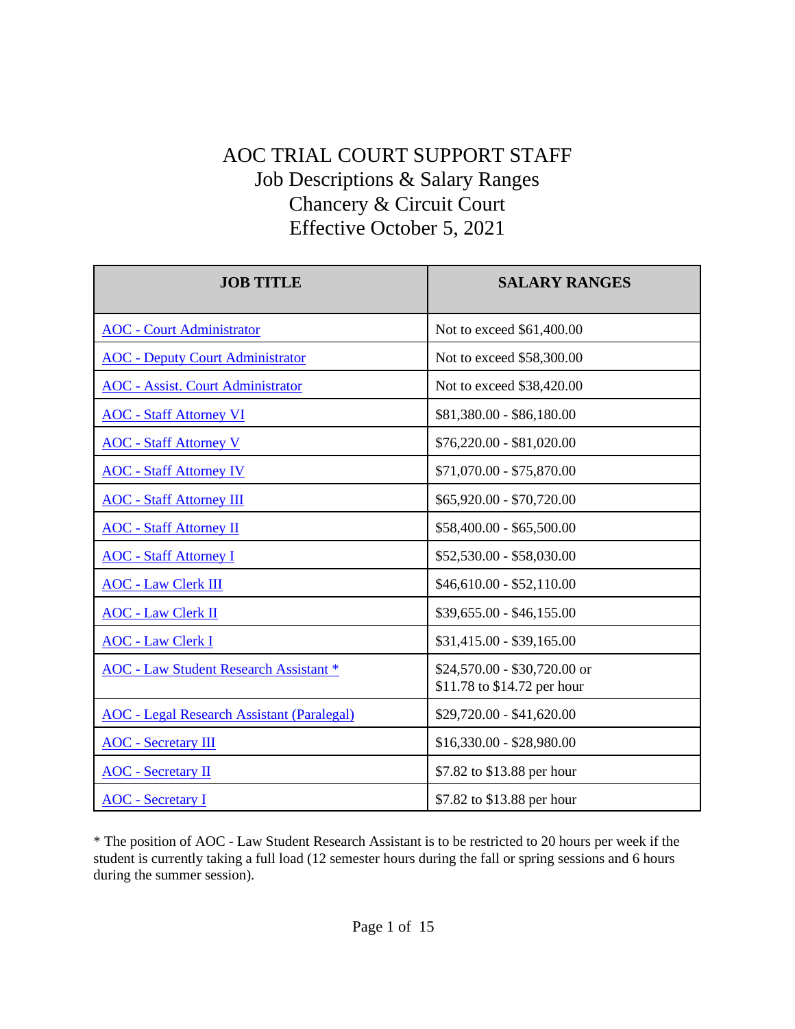# AOC TRIAL COURT SUPPORT STAFF

## Job Descriptions & Salary Ranges

## Chancery & Circuit Court

## Effective October 5, 2021

| JOB TITLE | SALARY RANGES |
| --- | --- |
| AOC - Court Administrator | Not to exceed $61,400.00 |
| AOC - Deputy Court Administrator | Not to exceed $58,300.00 |
| AOC - Assist. Court Administrator | Not to exceed $38,420.00 |
| AOC - Staff Attorney VI | $81,380.00 - $86,180.00 |
| AOC - Staff Attorney V | $76,220.00 - $81,020.00 |
| AOC - Staff Attorney IV | $71,070.00 - $75,870.00 |
| AOC - Staff Attorney III | $65,920.00 - $70,720.00 |
| AOC - Staff Attorney II | $58,400.00 - $65,500.00 |
| AOC - Staff Attorney I | $52,530.00 - $58,030.00 |
| AOC - Law Clerk III | $46,610.00 - $52,110.00 |
| AOC - Law Clerk II | $39,655.00 - $46,155.00 |
| AOC - Law Clerk I | $31,415.00 - $39,165.00 |
| AOC - Law Student Research Assistant * | $24,570.00 - $30,720.00 or $11.78 to $14.72 per hour |
| AOC - Legal Research Assistant (Paralegal) | $29,720.00 - $41,620.00 |
| AOC - Secretary III | $16,330.00 - $28,980.00 |
| AOC - Secretary II | $7.82 to $13.88 per hour |
| AOC - Secretary I | $7.82 to $13.88 per hour |

* The position of AOC - Law Student Research Assistant is to be restricted to 20 hours per week if the student is currently taking a full load (12 semester hours during the fall or spring sessions and 6 hours during the summer session).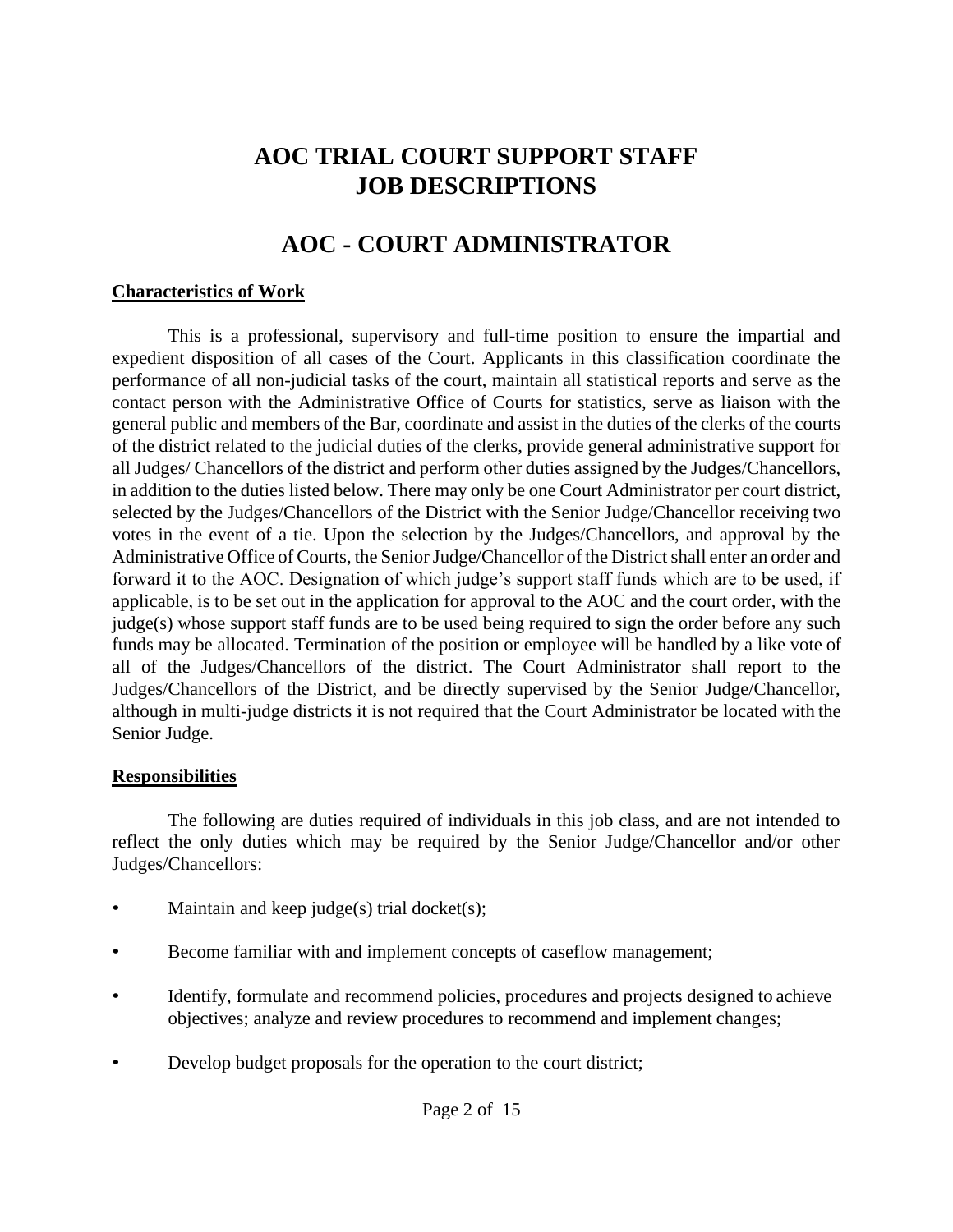# AOC TRIAL COURT SUPPORT STAFF JOB DESCRIPTIONS

# AOC - COURT ADMINISTRATOR

**Characteristics of Work**

This is a professional, supervisory and full-time position to ensure the impartial and expedient disposition of all cases of the Court. Applicants in this classification coordinate the performance of all non-judicial tasks of the court, maintain all statistical reports and serve as the contact person with the Administrative Office of Courts for statistics, serve as liaison with the general public and members of the Bar, coordinate and assist in the duties of the clerks of the courts of the district related to the judicial duties of the clerks, provide general administrative support for all Judges/ Chancellors of the district and perform other duties assigned by the Judges/Chancellors, in addition to the duties listed below. There may only be one Court Administrator per court district, selected by the Judges/Chancellors of the District with the Senior Judge/Chancellor receiving two votes in the event of a tie. Upon the selection by the Judges/Chancellors, and approval by the Administrative Office of Courts, the Senior Judge/Chancellor of the District shall enter an order and forward it to the AOC. Designation of which judge's support staff funds which are to be used, if applicable, is to be set out in the application for approval to the AOC and the court order, with the judge(s) whose support staff funds are to be used being required to sign the order before any such funds may be allocated. Termination of the position or employee will be handled by a like vote of all of the Judges/Chancellors of the district. The Court Administrator shall report to the Judges/Chancellors of the District, and be directly supervised by the Senior Judge/Chancellor, although in multi-judge districts it is not required that the Court Administrator be located with the Senior Judge.

**Responsibilities**

The following are duties required of individuals in this job class, and are not intended to reflect the only duties which may be required by the Senior Judge/Chancellor and/or other Judges/Chancellors:

- Maintain and keep judge(s) trial docket(s);
- Become familiar with and implement concepts of caseflow management;
- Identify, formulate and recommend policies, procedures and projects designed to achieve objectives; analyze and review procedures to recommend and implement changes;
- Develop budget proposals for the operation to the court district;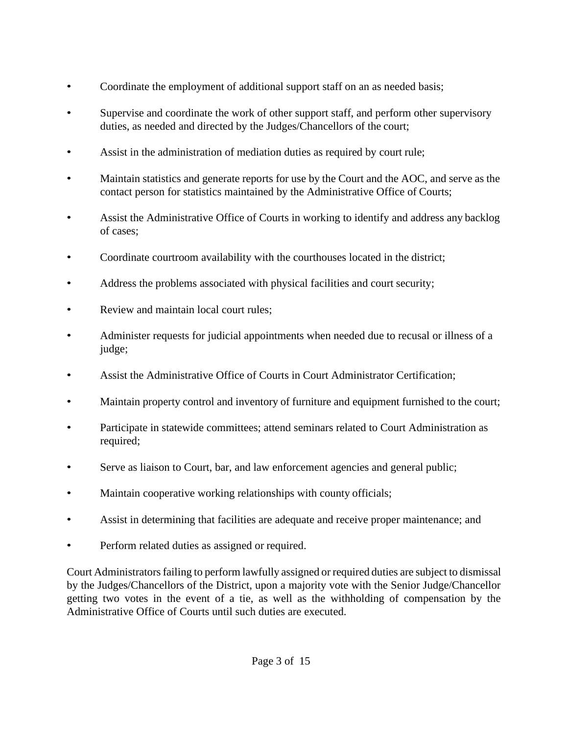- Coordinate the employment of additional support staff on an as needed basis;
- Supervise and coordinate the work of other support staff, and perform other supervisory duties, as needed and directed by the Judges/Chancellors of the court;
- Assist in the administration of mediation duties as required by court rule;
- Maintain statistics and generate reports for use by the Court and the AOC, and serve as the contact person for statistics maintained by the Administrative Office of Courts;
- Assist the Administrative Office of Courts in working to identify and address any backlog of cases;
- Coordinate courtroom availability with the courthouses located in the district;
- Address the problems associated with physical facilities and court security;
- Review and maintain local court rules;
- Administer requests for judicial appointments when needed due to recusal or illness of a judge;
- Assist the Administrative Office of Courts in Court Administrator Certification;
- Maintain property control and inventory of furniture and equipment furnished to the court;
- Participate in statewide committees; attend seminars related to Court Administration as required;
- Serve as liaison to Court, bar, and law enforcement agencies and general public;
- Maintain cooperative working relationships with county officials;
- Assist in determining that facilities are adequate and receive proper maintenance; and
- Perform related duties as assigned or required.

Court Administrators failing to perform lawfully assigned or required duties are subject to dismissal by the Judges/Chancellors of the District, upon a majority vote with the Senior Judge/Chancellor getting two votes in the event of a tie, as well as the withholding of compensation by the Administrative Office of Courts until such duties are executed.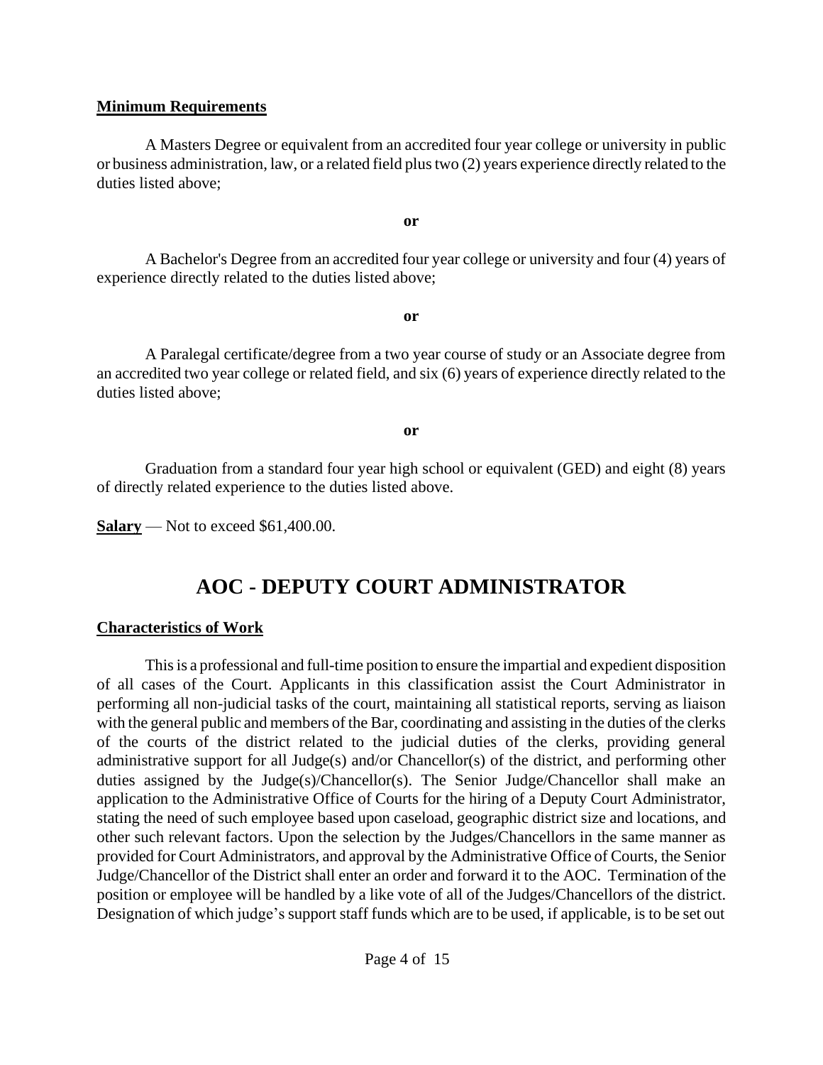**Minimum Requirements**

A Masters Degree or equivalent from an accredited four year college or university in public or business administration, law, or a related field plus two (2) years experience directly related to the duties listed above;

**or**

A Bachelor's Degree from an accredited four year college or university and four (4) years of experience directly related to the duties listed above;

**or**

A Paralegal certificate/degree from a two year course of study or an Associate degree from an accredited two year college or related field, and six (6) years of experience directly related to the duties listed above;

**or**

Graduation from a standard four year high school or equivalent (GED) and eight (8) years of directly related experience to the duties listed above.

**Salary** — Not to exceed $61,400.00.

# AOC - DEPUTY COURT ADMINISTRATOR

**Characteristics of Work**

This is a professional and full-time position to ensure the impartial and expedient disposition of all cases of the Court. Applicants in this classification assist the Court Administrator in performing all non-judicial tasks of the court, maintaining all statistical reports, serving as liaison with the general public and members of the Bar, coordinating and assisting in the duties of the clerks of the courts of the district related to the judicial duties of the clerks, providing general administrative support for all Judge(s) and/or Chancellor(s) of the district, and performing other duties assigned by the Judge(s)/Chancellor(s). The Senior Judge/Chancellor shall make an application to the Administrative Office of Courts for the hiring of a Deputy Court Administrator, stating the need of such employee based upon caseload, geographic district size and locations, and other such relevant factors. Upon the selection by the Judges/Chancellors in the same manner as provided for Court Administrators, and approval by the Administrative Office of Courts, the Senior Judge/Chancellor of the District shall enter an order and forward it to the AOC. Termination of the position or employee will be handled by a like vote of all of the Judges/Chancellors of the district. Designation of which judge's support staff funds which are to be used, if applicable, is to be set out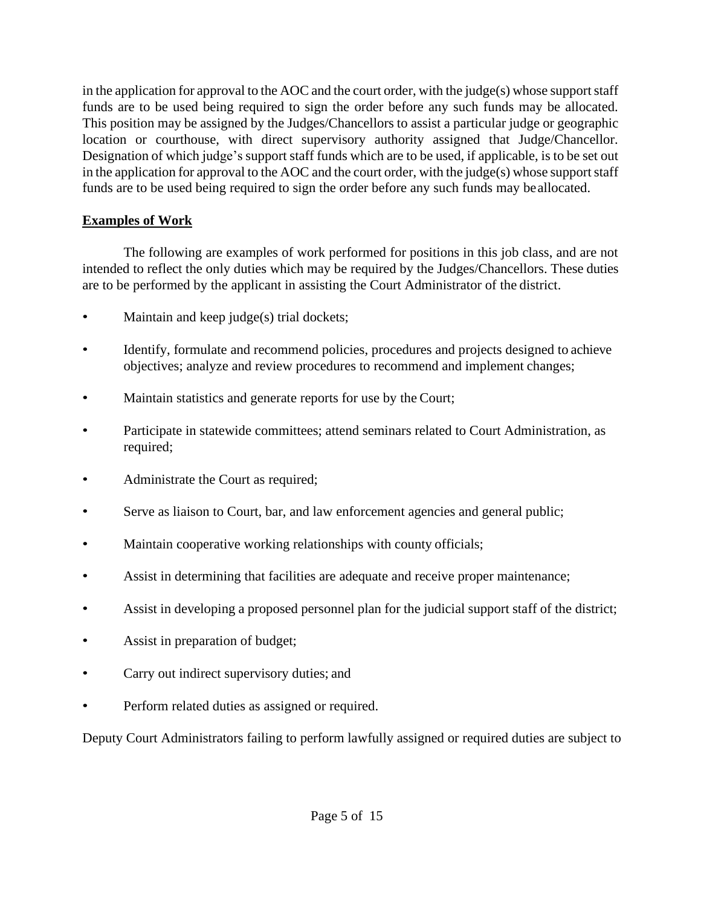in the application for approval to the AOC and the court order, with the judge(s) whose support staff funds are to be used being required to sign the order before any such funds may be allocated. This position may be assigned by the Judges/Chancellors to assist a particular judge or geographic location or courthouse, with direct supervisory authority assigned that Judge/Chancellor. Designation of which judge's support staff funds which are to be used, if applicable, is to be set out in the application for approval to the AOC and the court order, with the judge(s) whose support staff funds are to be used being required to sign the order before any such funds may be allocated.

**Examples of Work**

The following are examples of work performed for positions in this job class, and are not intended to reflect the only duties which may be required by the Judges/Chancellors. These duties are to be performed by the applicant in assisting the Court Administrator of the district.

- Maintain and keep judge(s) trial dockets;
- Identify, formulate and recommend policies, procedures and projects designed to achieve objectives; analyze and review procedures to recommend and implement changes;
- Maintain statistics and generate reports for use by the Court;
- Participate in statewide committees; attend seminars related to Court Administration, as required;
- Administrate the Court as required;
- Serve as liaison to Court, bar, and law enforcement agencies and general public;
- Maintain cooperative working relationships with county officials;
- Assist in determining that facilities are adequate and receive proper maintenance;
- Assist in developing a proposed personnel plan for the judicial support staff of the district;
- Assist in preparation of budget;
- Carry out indirect supervisory duties; and
- Perform related duties as assigned or required.

Deputy Court Administrators failing to perform lawfully assigned or required duties are subject to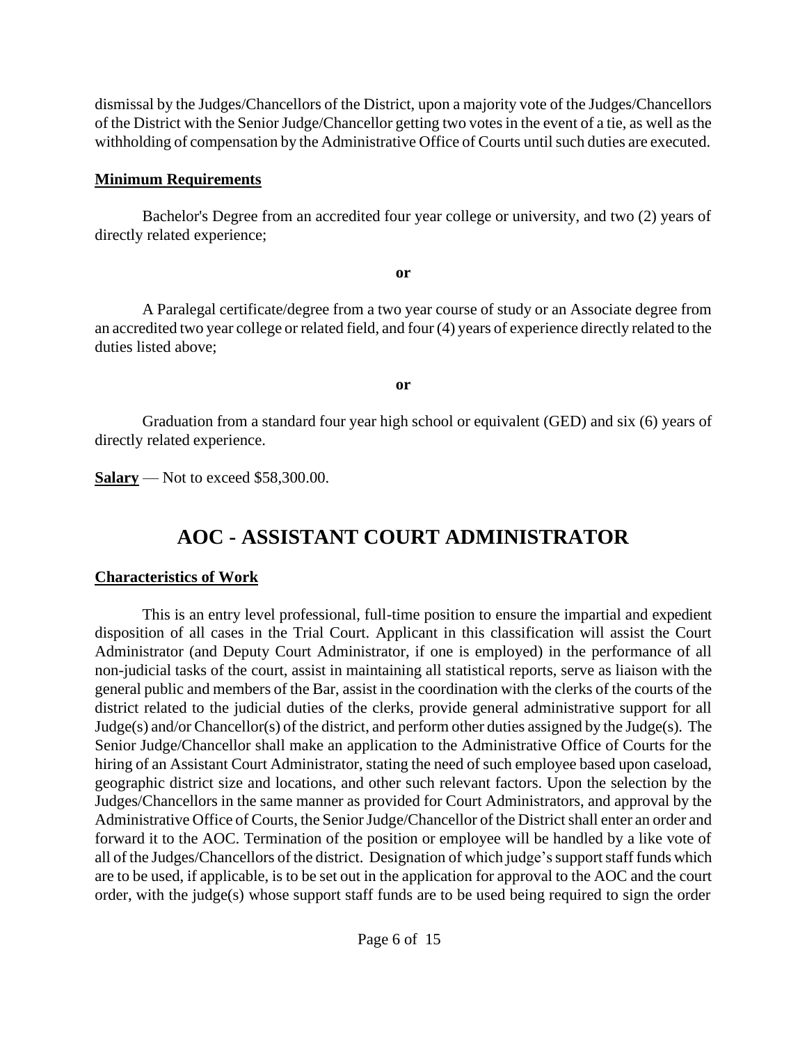dismissal by the Judges/Chancellors of the District, upon a majority vote of the Judges/Chancellors of the District with the Senior Judge/Chancellor getting two votes in the event of a tie, as well as the withholding of compensation by the Administrative Office of Courts until such duties are executed.

**Minimum Requirements**

Bachelor's Degree from an accredited four year college or university, and two (2) years of directly related experience;

**or**

A Paralegal certificate/degree from a two year course of study or an Associate degree from an accredited two year college or related field, and four (4) years of experience directly related to the duties listed above;

**or**

Graduation from a standard four year high school or equivalent (GED) and six (6) years of directly related experience.

**Salary** — Not to exceed $58,300.00.

# AOC - ASSISTANT COURT ADMINISTRATOR

**Characteristics of Work**

This is an entry level professional, full-time position to ensure the impartial and expedient disposition of all cases in the Trial Court. Applicant in this classification will assist the Court Administrator (and Deputy Court Administrator, if one is employed) in the performance of all non-judicial tasks of the court, assist in maintaining all statistical reports, serve as liaison with the general public and members of the Bar, assist in the coordination with the clerks of the courts of the district related to the judicial duties of the clerks, provide general administrative support for all Judge(s) and/or Chancellor(s) of the district, and perform other duties assigned by the Judge(s). The Senior Judge/Chancellor shall make an application to the Administrative Office of Courts for the hiring of an Assistant Court Administrator, stating the need of such employee based upon caseload, geographic district size and locations, and other such relevant factors. Upon the selection by the Judges/Chancellors in the same manner as provided for Court Administrators, and approval by the Administrative Office of Courts, the Senior Judge/Chancellor of the District shall enter an order and forward it to the AOC. Termination of the position or employee will be handled by a like vote of all of the Judges/Chancellors of the district. Designation of which judge's support staff funds which are to be used, if applicable, is to be set out in the application for approval to the AOC and the court order, with the judge(s) whose support staff funds are to be used being required to sign the order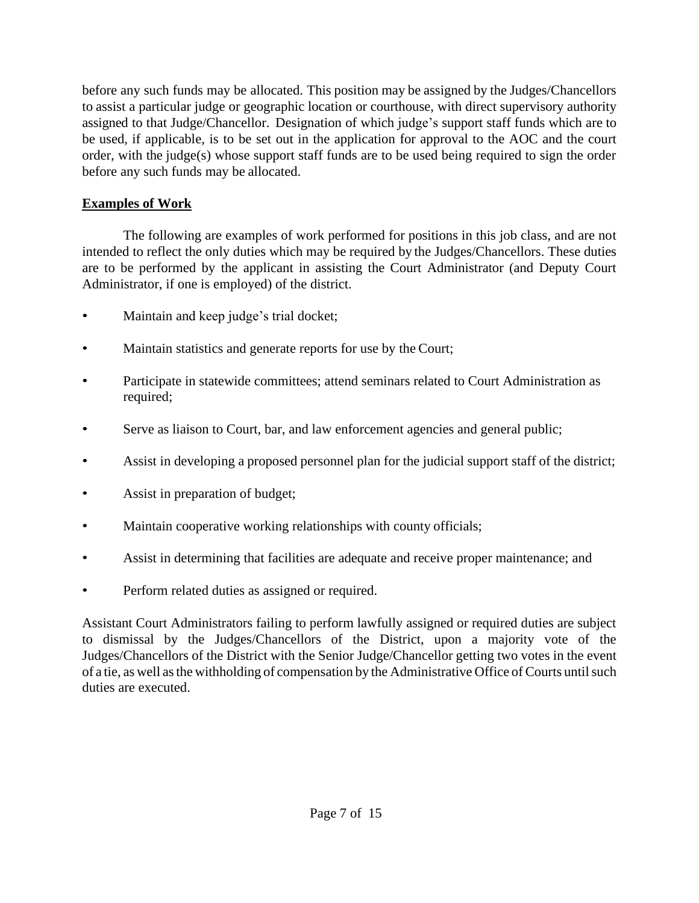before any such funds may be allocated. This position may be assigned by the Judges/Chancellors to assist a particular judge or geographic location or courthouse, with direct supervisory authority assigned to that Judge/Chancellor. Designation of which judge's support staff funds which are to be used, if applicable, is to be set out in the application for approval to the AOC and the court order, with the judge(s) whose support staff funds are to be used being required to sign the order before any such funds may be allocated.

**Examples of Work**

The following are examples of work performed for positions in this job class, and are not intended to reflect the only duties which may be required by the Judges/Chancellors. These duties are to be performed by the applicant in assisting the Court Administrator (and Deputy Court Administrator, if one is employed) of the district.

- Maintain and keep judge's trial docket;
- Maintain statistics and generate reports for use by the Court;
- Participate in statewide committees; attend seminars related to Court Administration as required;
- Serve as liaison to Court, bar, and law enforcement agencies and general public;
- Assist in developing a proposed personnel plan for the judicial support staff of the district;
- Assist in preparation of budget;
- Maintain cooperative working relationships with county officials;
- Assist in determining that facilities are adequate and receive proper maintenance; and
- Perform related duties as assigned or required.

Assistant Court Administrators failing to perform lawfully assigned or required duties are subject to dismissal by the Judges/Chancellors of the District, upon a majority vote of the Judges/Chancellors of the District with the Senior Judge/Chancellor getting two votes in the event of a tie, as well as the withholding of compensation by the Administrative Office of Courts until such duties are executed.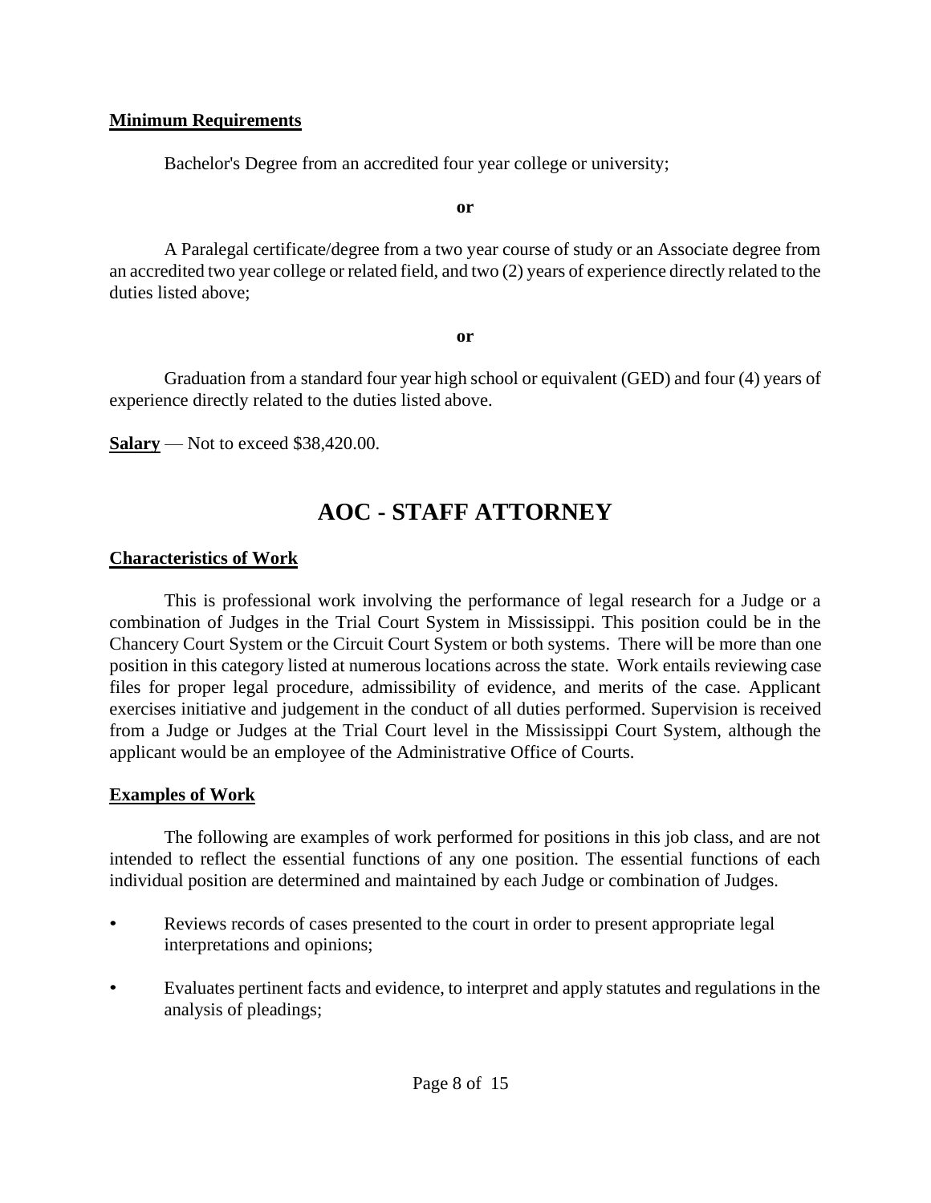**Minimum Requirements**

Bachelor's Degree from an accredited four year college or university;

**or**

A Paralegal certificate/degree from a two year course of study or an Associate degree from an accredited two year college or related field, and two (2) years of experience directly related to the duties listed above;

**or**

Graduation from a standard four year high school or equivalent (GED) and four (4) years of experience directly related to the duties listed above.

**Salary** — Not to exceed $38,420.00.

# AOC - STAFF ATTORNEY

**Characteristics of Work**

This is professional work involving the performance of legal research for a Judge or a combination of Judges in the Trial Court System in Mississippi. This position could be in the Chancery Court System or the Circuit Court System or both systems. There will be more than one position in this category listed at numerous locations across the state. Work entails reviewing case files for proper legal procedure, admissibility of evidence, and merits of the case. Applicant exercises initiative and judgement in the conduct of all duties performed. Supervision is received from a Judge or Judges at the Trial Court level in the Mississippi Court System, although the applicant would be an employee of the Administrative Office of Courts.

**Examples of Work**

The following are examples of work performed for positions in this job class, and are not intended to reflect the essential functions of any one position. The essential functions of each individual position are determined and maintained by each Judge or combination of Judges.

- Reviews records of cases presented to the court in order to present appropriate legal interpretations and opinions;
- Evaluates pertinent facts and evidence, to interpret and apply statutes and regulations in the analysis of pleadings;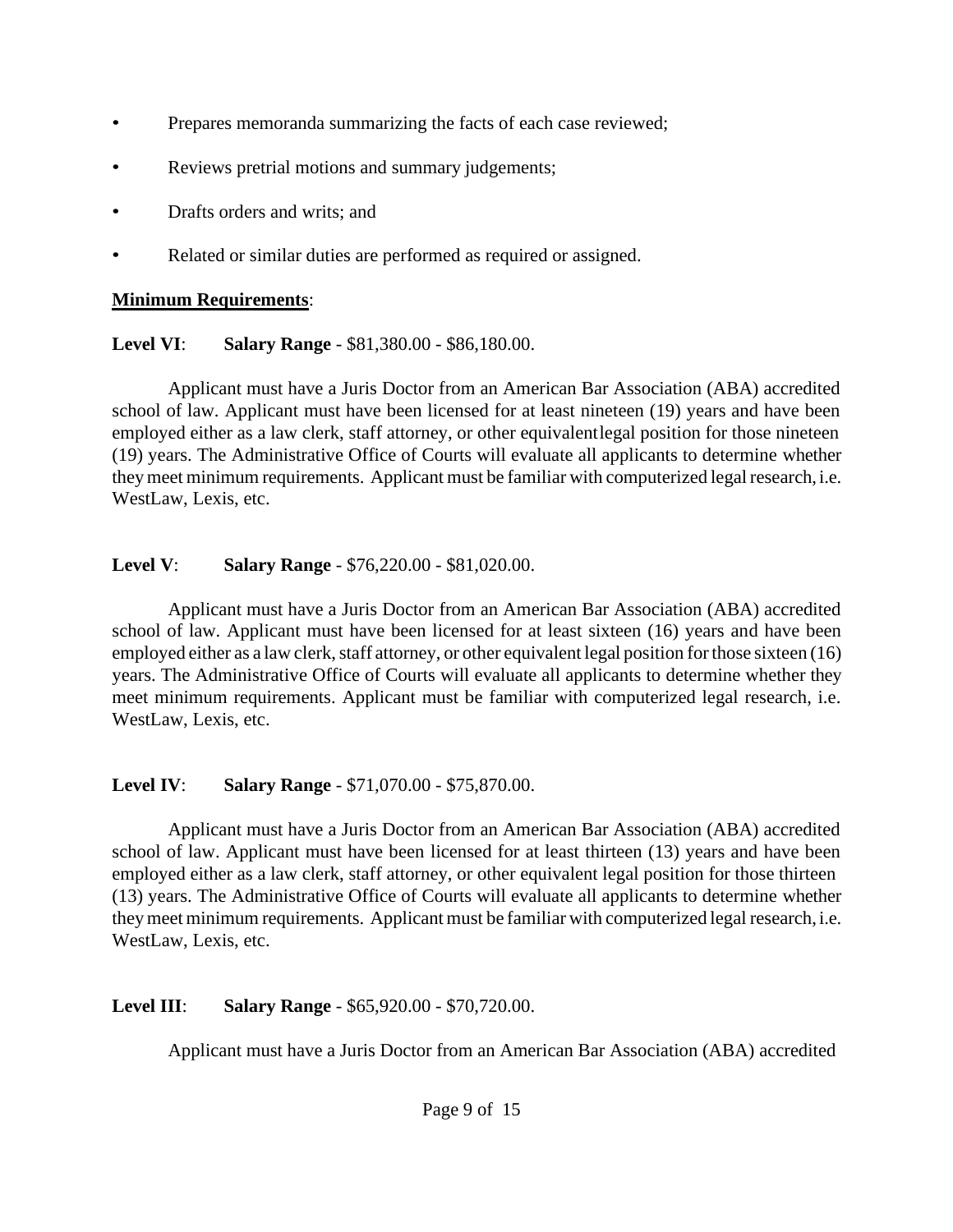- Prepares memoranda summarizing the facts of each case reviewed;
- Reviews pretrial motions and summary judgements;
- Drafts orders and writs; and
- Related or similar duties are performed as required or assigned.

**Minimum Requirements**:

**Level VI**: **Salary Range** - $81,380.00 - $86,180.00.

Applicant must have a Juris Doctor from an American Bar Association (ABA) accredited school of law. Applicant must have been licensed for at least nineteen (19) years and have been employed either as a law clerk, staff attorney, or other equivalent legal position for those nineteen (19) years. The Administrative Office of Courts will evaluate all applicants to determine whether they meet minimum requirements. Applicant must be familiar with computerized legal research, i.e. WestLaw, Lexis, etc.

**Level V**: **Salary Range** - $76,220.00 - $81,020.00.

Applicant must have a Juris Doctor from an American Bar Association (ABA) accredited school of law. Applicant must have been licensed for at least sixteen (16) years and have been employed either as a law clerk, staff attorney, or other equivalent legal position for those sixteen (16) years. The Administrative Office of Courts will evaluate all applicants to determine whether they meet minimum requirements. Applicant must be familiar with computerized legal research, i.e. WestLaw, Lexis, etc.

**Level IV**: **Salary Range** - $71,070.00 - $75,870.00.

Applicant must have a Juris Doctor from an American Bar Association (ABA) accredited school of law. Applicant must have been licensed for at least thirteen (13) years and have been employed either as a law clerk, staff attorney, or other equivalent legal position for those thirteen (13) years. The Administrative Office of Courts will evaluate all applicants to determine whether they meet minimum requirements. Applicant must be familiar with computerized legal research, i.e. WestLaw, Lexis, etc.

**Level III**: **Salary Range** - $65,920.00 - $70,720.00.

Applicant must have a Juris Doctor from an American Bar Association (ABA) accredited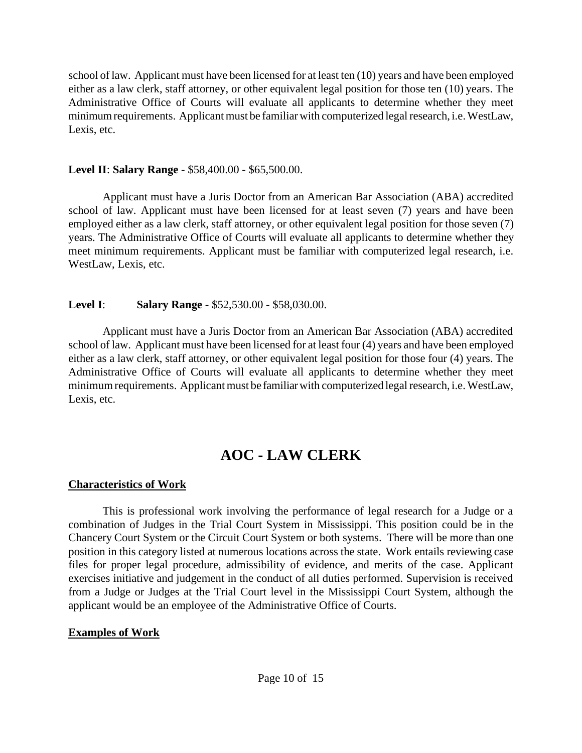school of law. Applicant must have been licensed for at least ten (10) years and have been employed either as a law clerk, staff attorney, or other equivalent legal position for those ten (10) years. The Administrative Office of Courts will evaluate all applicants to determine whether they meet minimum requirements. Applicant must be familiar with computerized legal research, i.e. WestLaw, Lexis, etc.

**Level II**: **Salary Range** - $58,400.00 - $65,500.00.

Applicant must have a Juris Doctor from an American Bar Association (ABA) accredited school of law. Applicant must have been licensed for at least seven (7) years and have been employed either as a law clerk, staff attorney, or other equivalent legal position for those seven (7) years. The Administrative Office of Courts will evaluate all applicants to determine whether they meet minimum requirements. Applicant must be familiar with computerized legal research, i.e. WestLaw, Lexis, etc.

**Level I**: **Salary Range** - $52,530.00 - $58,030.00.

Applicant must have a Juris Doctor from an American Bar Association (ABA) accredited school of law. Applicant must have been licensed for at least four (4) years and have been employed either as a law clerk, staff attorney, or other equivalent legal position for those four (4) years. The Administrative Office of Courts will evaluate all applicants to determine whether they meet minimum requirements. Applicant must be familiar with computerized legal research, i.e. WestLaw, Lexis, etc.

# AOC - LAW CLERK

**Characteristics of Work**

This is professional work involving the performance of legal research for a Judge or a combination of Judges in the Trial Court System in Mississippi. This position could be in the Chancery Court System or the Circuit Court System or both systems. There will be more than one position in this category listed at numerous locations across the state. Work entails reviewing case files for proper legal procedure, admissibility of evidence, and merits of the case. Applicant exercises initiative and judgement in the conduct of all duties performed. Supervision is received from a Judge or Judges at the Trial Court level in the Mississippi Court System, although the applicant would be an employee of the Administrative Office of Courts.

**Examples of Work**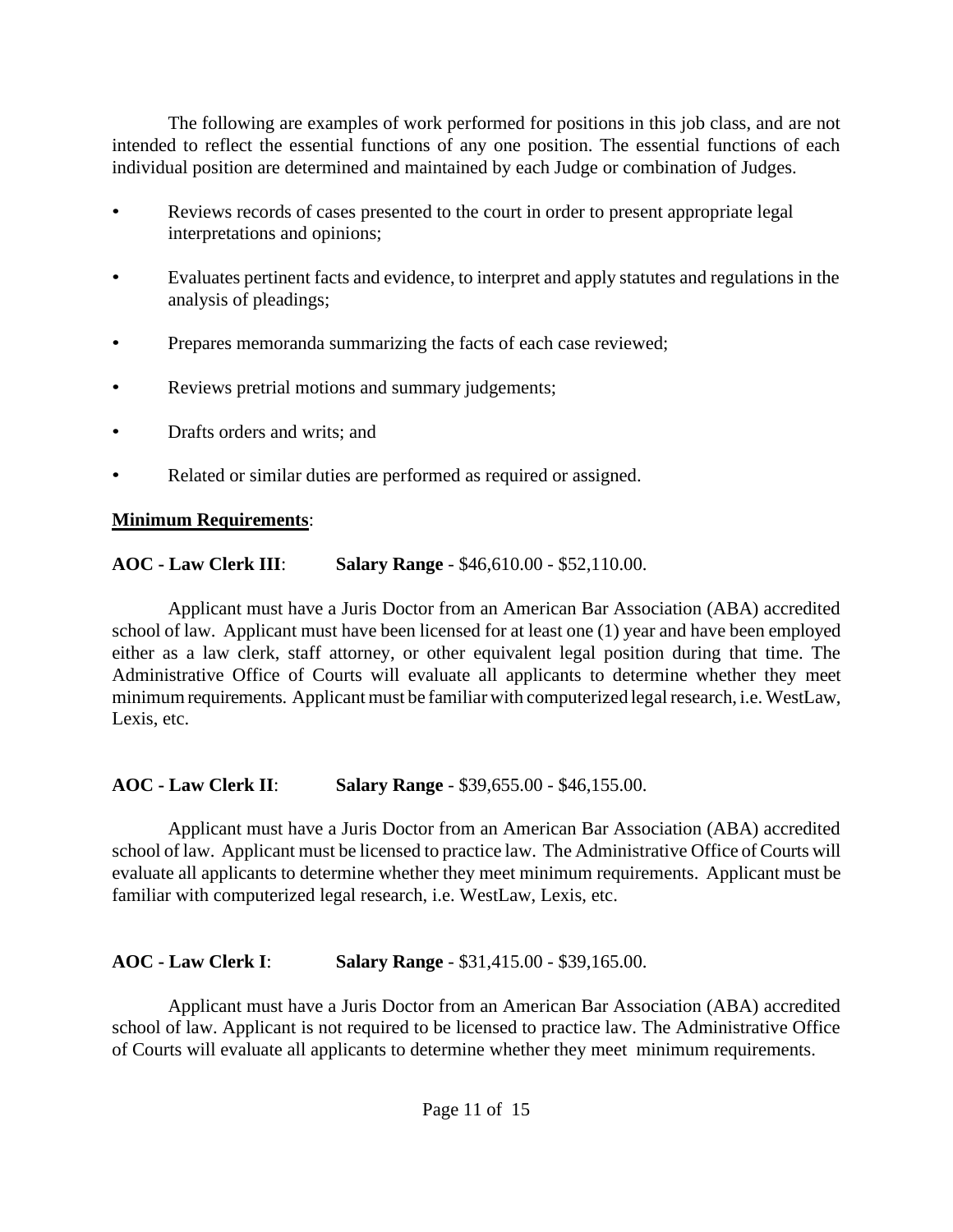The following are examples of work performed for positions in this job class, and are not intended to reflect the essential functions of any one position. The essential functions of each individual position are determined and maintained by each Judge or combination of Judges.

- Reviews records of cases presented to the court in order to present appropriate legal interpretations and opinions;
- Evaluates pertinent facts and evidence, to interpret and apply statutes and regulations in the analysis of pleadings;
- Prepares memoranda summarizing the facts of each case reviewed;
- Reviews pretrial motions and summary judgements;
- Drafts orders and writs; and
- Related or similar duties are performed as required or assigned.

**Minimum Requirements**:

**AOC - Law Clerk III**: **Salary Range** - $46,610.00 - $52,110.00.

Applicant must have a Juris Doctor from an American Bar Association (ABA) accredited school of law. Applicant must have been licensed for at least one (1) year and have been employed either as a law clerk, staff attorney, or other equivalent legal position during that time. The Administrative Office of Courts will evaluate all applicants to determine whether they meet minimum requirements. Applicant must be familiar with computerized legal research, i.e. WestLaw, Lexis, etc.

**AOC - Law Clerk II**: **Salary Range** - $39,655.00 - $46,155.00.

Applicant must have a Juris Doctor from an American Bar Association (ABA) accredited school of law. Applicant must be licensed to practice law. The Administrative Office of Courts will evaluate all applicants to determine whether they meet minimum requirements. Applicant must be familiar with computerized legal research, i.e. WestLaw, Lexis, etc.

**AOC - Law Clerk I**: **Salary Range** - $31,415.00 - $39,165.00.

Applicant must have a Juris Doctor from an American Bar Association (ABA) accredited school of law. Applicant is not required to be licensed to practice law. The Administrative Office of Courts will evaluate all applicants to determine whether they meet minimum requirements.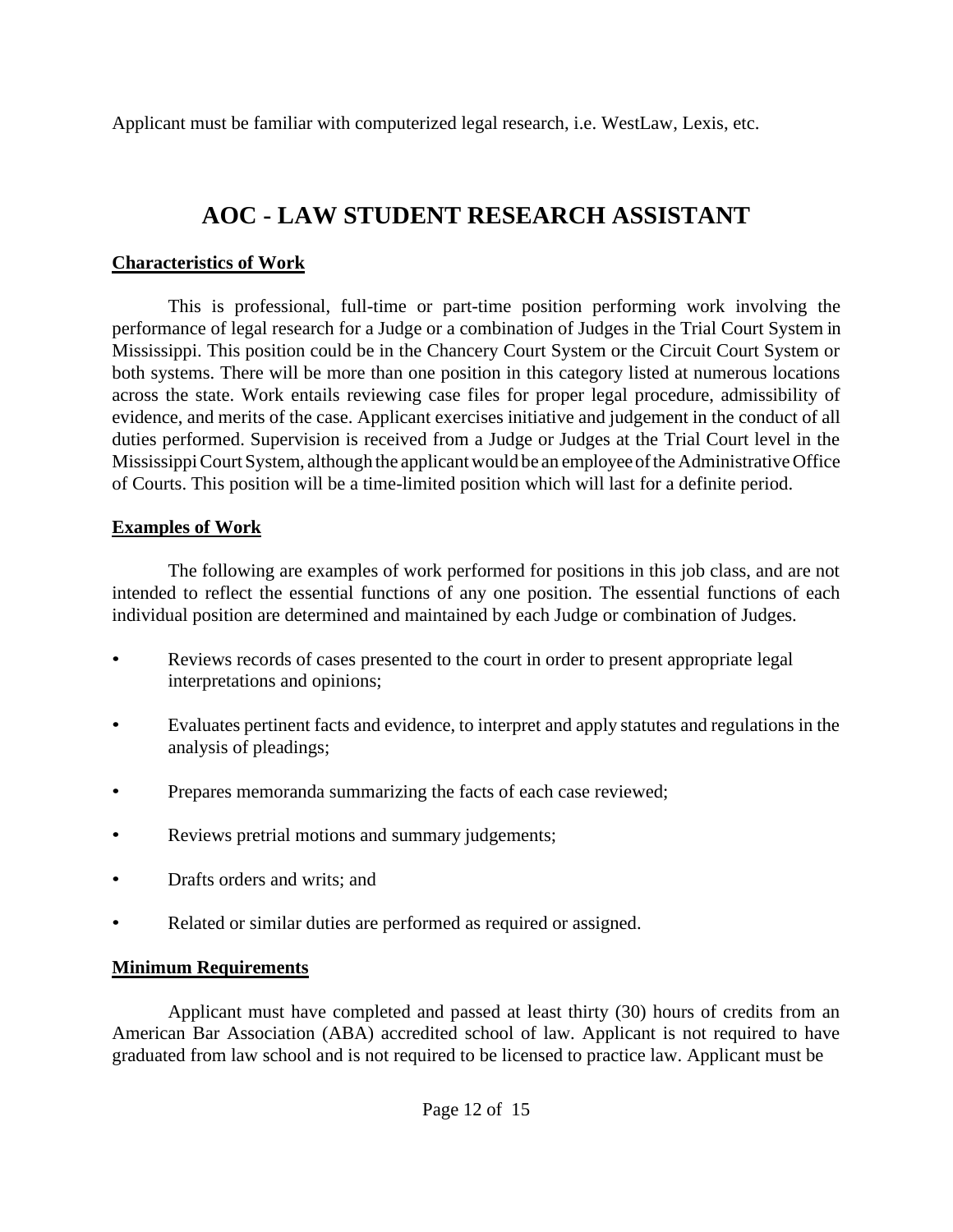Applicant must be familiar with computerized legal research, i.e. WestLaw, Lexis, etc.

# AOC - LAW STUDENT RESEARCH ASSISTANT

**Characteristics of Work**

This is professional, full-time or part-time position performing work involving the performance of legal research for a Judge or a combination of Judges in the Trial Court System in Mississippi. This position could be in the Chancery Court System or the Circuit Court System or both systems. There will be more than one position in this category listed at numerous locations across the state. Work entails reviewing case files for proper legal procedure, admissibility of evidence, and merits of the case. Applicant exercises initiative and judgement in the conduct of all duties performed. Supervision is received from a Judge or Judges at the Trial Court level in the Mississippi Court System, although the applicant would be an employee of the Administrative Office of Courts. This position will be a time-limited position which will last for a definite period.

**Examples of Work**

The following are examples of work performed for positions in this job class, and are not intended to reflect the essential functions of any one position. The essential functions of each individual position are determined and maintained by each Judge or combination of Judges.

- Reviews records of cases presented to the court in order to present appropriate legal interpretations and opinions;
- Evaluates pertinent facts and evidence, to interpret and apply statutes and regulations in the analysis of pleadings;
- Prepares memoranda summarizing the facts of each case reviewed;
- Reviews pretrial motions and summary judgements;
- Drafts orders and writs; and
- Related or similar duties are performed as required or assigned.

**Minimum Requirements**

Applicant must have completed and passed at least thirty (30) hours of credits from an American Bar Association (ABA) accredited school of law. Applicant is not required to have graduated from law school and is not required to be licensed to practice law. Applicant must be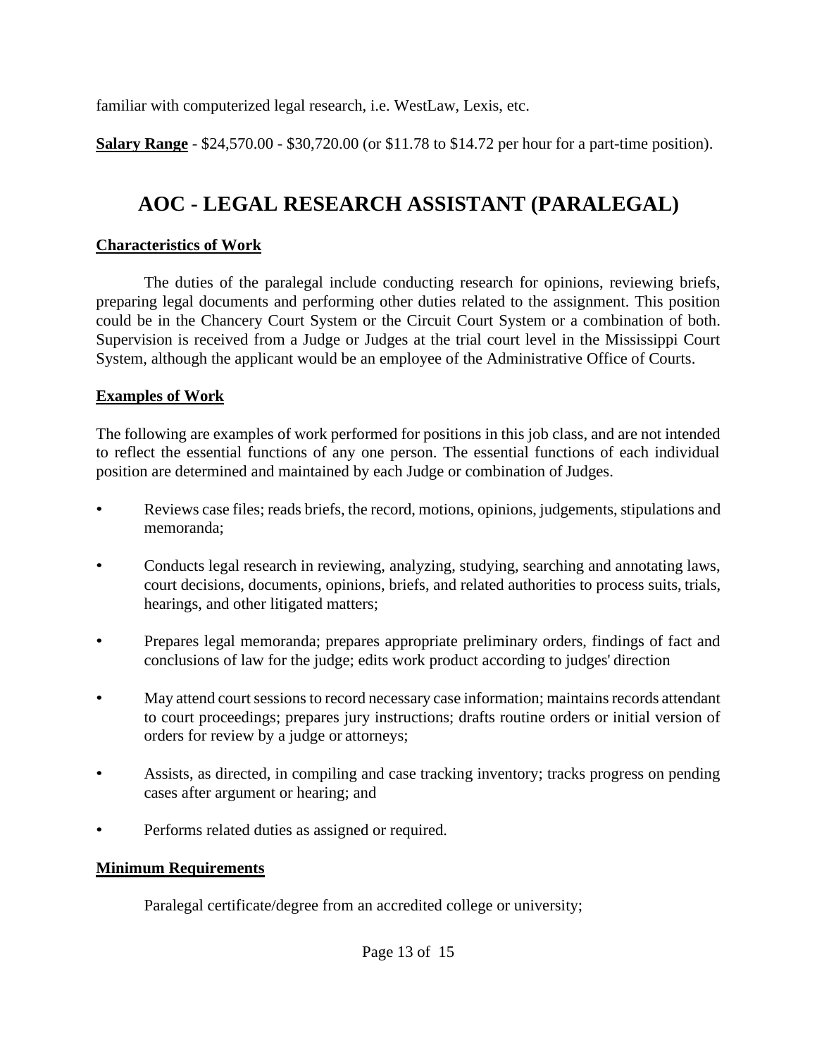familiar with computerized legal research, i.e. WestLaw, Lexis, etc.

**Salary Range** - $24,570.00 - $30,720.00 (or $11.78 to $14.72 per hour for a part-time position).

# AOC - LEGAL RESEARCH ASSISTANT (PARALEGAL)

**Characteristics of Work**

The duties of the paralegal include conducting research for opinions, reviewing briefs, preparing legal documents and performing other duties related to the assignment. This position could be in the Chancery Court System or the Circuit Court System or a combination of both. Supervision is received from a Judge or Judges at the trial court level in the Mississippi Court System, although the applicant would be an employee of the Administrative Office of Courts.

**Examples of Work**

The following are examples of work performed for positions in this job class, and are not intended to reflect the essential functions of any one person. The essential functions of each individual position are determined and maintained by each Judge or combination of Judges.

- Reviews case files; reads briefs, the record, motions, opinions, judgements, stipulations and memoranda;
- Conducts legal research in reviewing, analyzing, studying, searching and annotating laws, court decisions, documents, opinions, briefs, and related authorities to process suits, trials, hearings, and other litigated matters;
- Prepares legal memoranda; prepares appropriate preliminary orders, findings of fact and conclusions of law for the judge; edits work product according to judges' direction
- May attend court sessions to record necessary case information; maintains records attendant to court proceedings; prepares jury instructions; drafts routine orders or initial version of orders for review by a judge or attorneys;
- Assists, as directed, in compiling and case tracking inventory; tracks progress on pending cases after argument or hearing; and
- Performs related duties as assigned or required.

**Minimum Requirements**

Paralegal certificate/degree from an accredited college or university;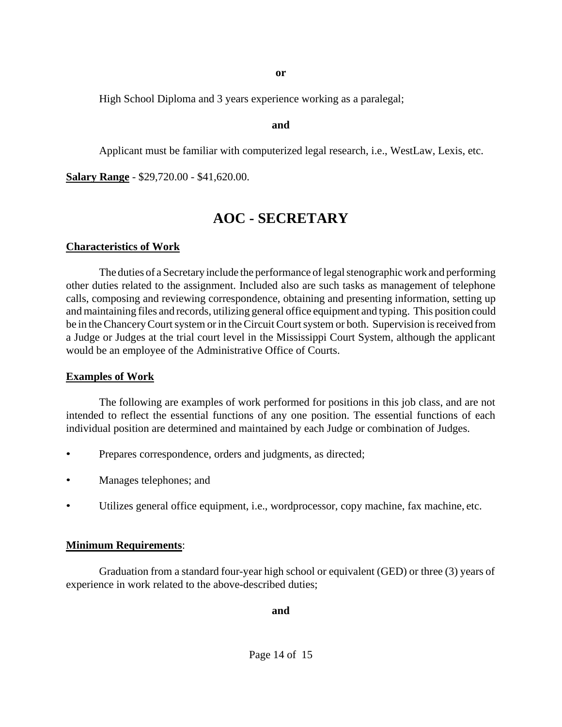**or**

High School Diploma and 3 years experience working as a paralegal;

**and**

Applicant must be familiar with computerized legal research, i.e., WestLaw, Lexis, etc.

**Salary Range** - $29,720.00 - $41,620.00.

# AOC - SECRETARY

**Characteristics of Work**

The duties of a Secretary include the performance of legal stenographic work and performing other duties related to the assignment. Included also are such tasks as management of telephone calls, composing and reviewing correspondence, obtaining and presenting information, setting up and maintaining files and records, utilizing general office equipment and typing. This position could be in the Chancery Court system or in the Circuit Court system or both. Supervision is received from a Judge or Judges at the trial court level in the Mississippi Court System, although the applicant would be an employee of the Administrative Office of Courts.

**Examples of Work**

The following are examples of work performed for positions in this job class, and are not intended to reflect the essential functions of any one position. The essential functions of each individual position are determined and maintained by each Judge or combination of Judges.

- Prepares correspondence, orders and judgments, as directed;
- Manages telephones; and
- Utilizes general office equipment, i.e., wordprocessor, copy machine, fax machine, etc.

**Minimum Requirements**:

Graduation from a standard four-year high school or equivalent (GED) or three (3) years of experience in work related to the above-described duties;

**and**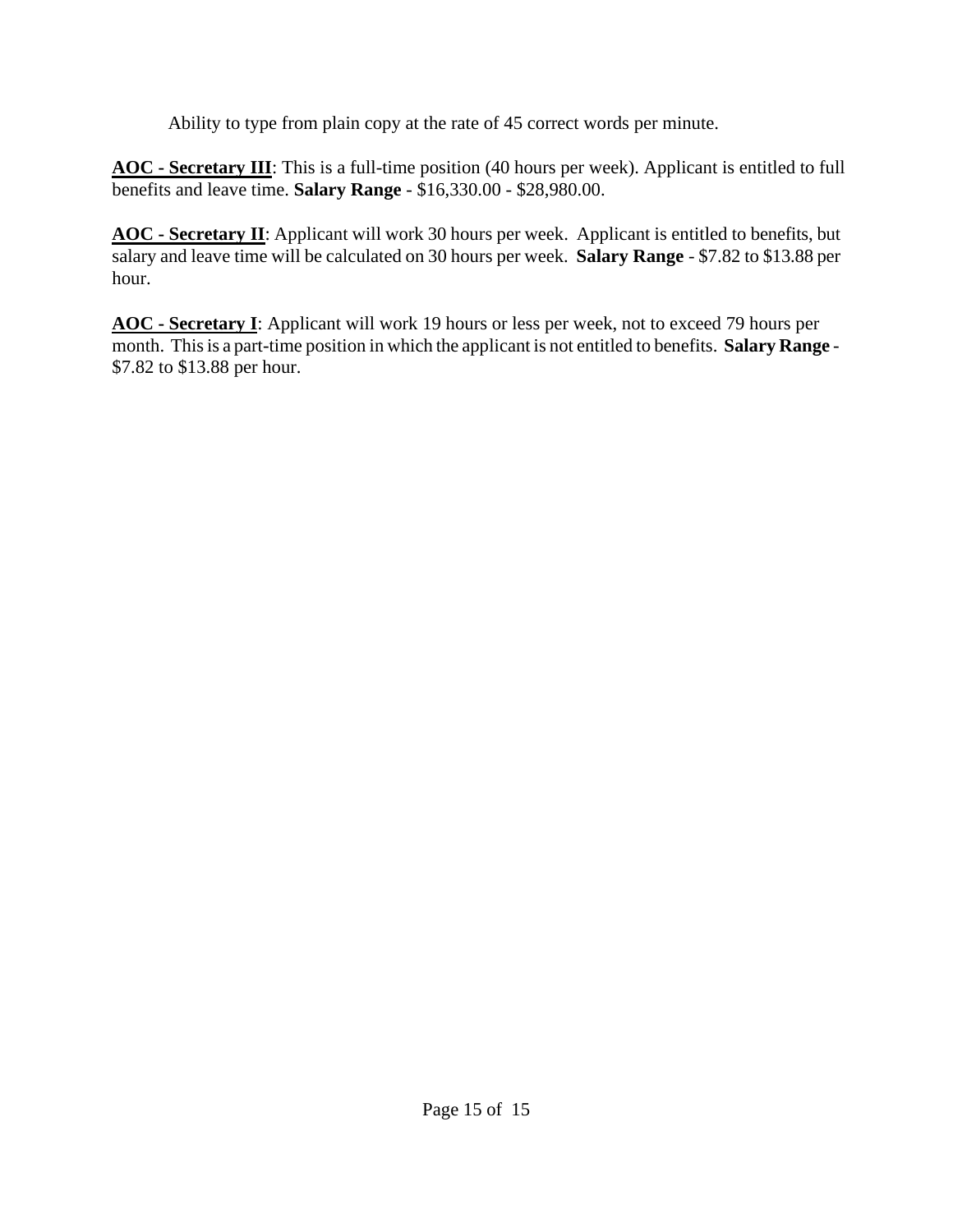Ability to type from plain copy at the rate of 45 correct words per minute.

**AOC - Secretary III**: This is a full-time position (40 hours per week). Applicant is entitled to full benefits and leave time. **Salary Range** - $16,330.00 - $28,980.00.

**AOC - Secretary II**: Applicant will work 30 hours per week. Applicant is entitled to benefits, but salary and leave time will be calculated on 30 hours per week. **Salary Range** - $7.82 to $13.88 per hour.

**AOC - Secretary I**: Applicant will work 19 hours or less per week, not to exceed 79 hours per month. This is a part-time position in which the applicant is not entitled to benefits. **Salary Range** - $7.82 to $13.88 per hour.